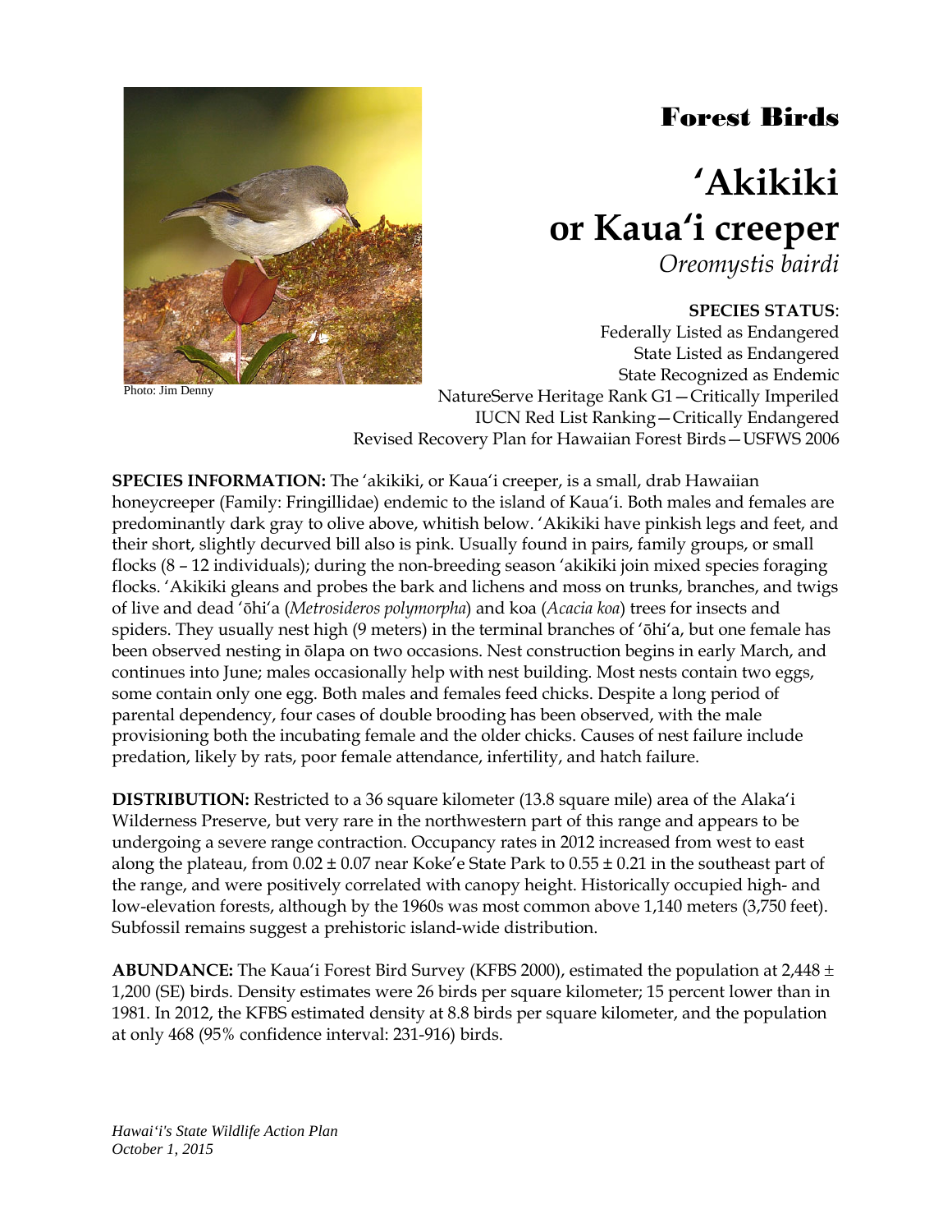# Forest Birds

# ʻAkikiki or Kauaʻi creeper

*Oreomystis bairdi*

Photo: Jim Denny

**SPECIES STATUS**:
Federally Listed as Endangered
State Listed as Endangered
State Recognized as Endemic
NatureServe Heritage Rank G1—Critically Imperiled
IUCN Red List Ranking—Critically Endangered
Revised Recovery Plan for Hawaiian Forest Birds—USFWS 2006

**SPECIES INFORMATION:** The ʻakikiki, or Kauaʻi creeper, is a small, drab Hawaiian honeycreeper (Family: Fringillidae) endemic to the island of Kauaʻi. Both males and females are predominantly dark gray to olive above, whitish below. ʻAkikiki have pinkish legs and feet, and their short, slightly decurved bill also is pink. Usually found in pairs, family groups, or small flocks (8 – 12 individuals); during the non-breeding season ʻakikiki join mixed species foraging flocks. ʻAkikiki gleans and probes the bark and lichens and moss on trunks, branches, and twigs of live and dead ʻōhiʻa (*Metrosideros polymorpha*) and koa (*Acacia koa*) trees for insects and spiders. They usually nest high (9 meters) in the terminal branches of ʻōhiʻa, but one female has been observed nesting in ōlapa on two occasions. Nest construction begins in early March, and continues into June; males occasionally help with nest building. Most nests contain two eggs, some contain only one egg. Both males and females feed chicks. Despite a long period of parental dependency, four cases of double brooding has been observed, with the male provisioning both the incubating female and the older chicks. Causes of nest failure include predation, likely by rats, poor female attendance, infertility, and hatch failure.

**DISTRIBUTION:** Restricted to a 36 square kilometer (13.8 square mile) area of the Alakaʻi Wilderness Preserve, but very rare in the northwestern part of this range and appears to be undergoing a severe range contraction. Occupancy rates in 2012 increased from west to east along the plateau, from 0.02 ± 0.07 near Koke'e State Park to 0.55 ± 0.21 in the southeast part of the range, and were positively correlated with canopy height. Historically occupied high- and low-elevation forests, although by the 1960s was most common above 1,140 meters (3,750 feet). Subfossil remains suggest a prehistoric island-wide distribution.

**ABUNDANCE:** The Kauaʻi Forest Bird Survey (KFBS 2000), estimated the population at 2,448 ± 1,200 (SE) birds. Density estimates were 26 birds per square kilometer; 15 percent lower than in 1981. In 2012, the KFBS estimated density at 8.8 birds per square kilometer, and the population at only 468 (95% confidence interval: 231-916) birds.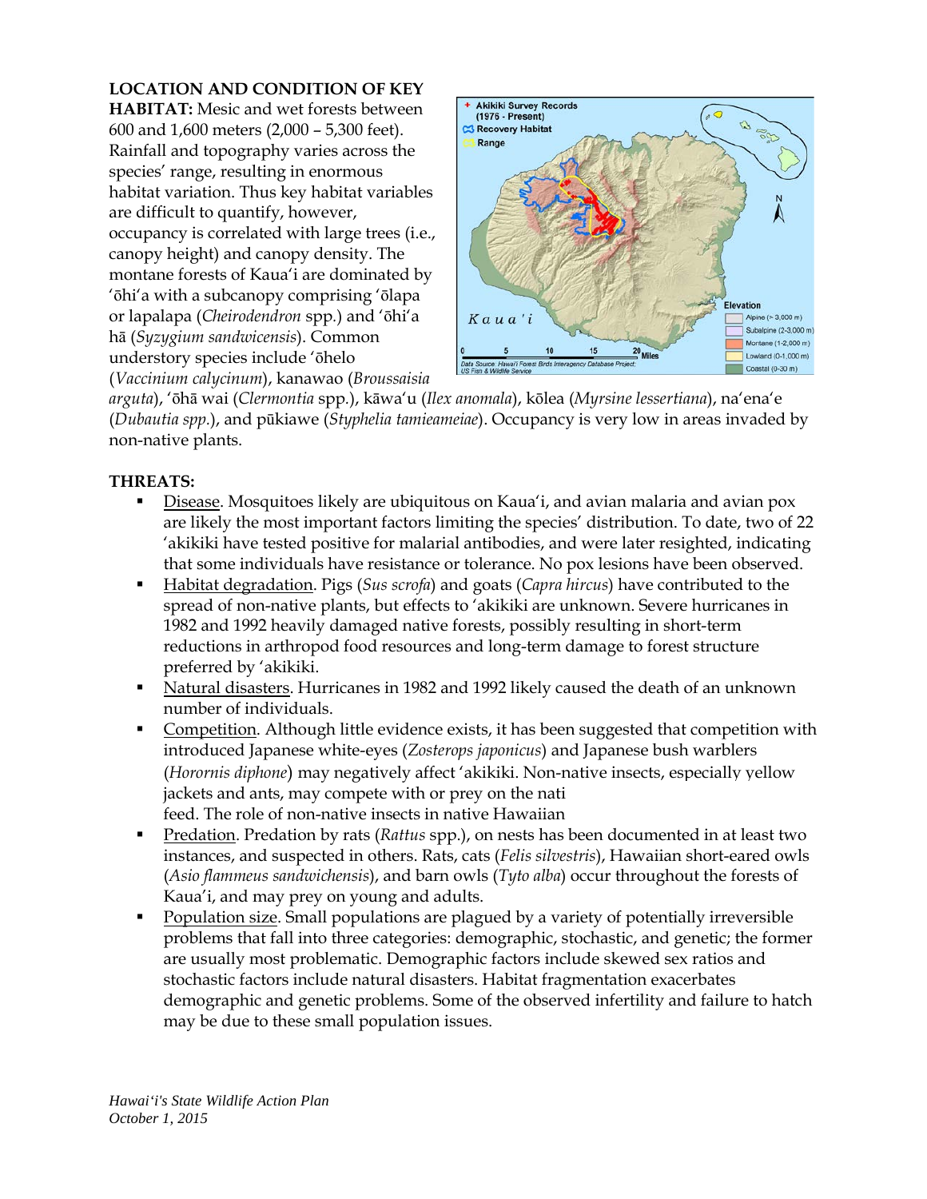**LOCATION AND CONDITION OF KEY HABITAT:** Mesic and wet forests between 600 and 1,600 meters (2,000 – 5,300 feet). Rainfall and topography varies across the species' range, resulting in enormous habitat variation. Thus key habitat variables are difficult to quantify, however, occupancy is correlated with large trees (i.e., canopy height) and canopy density. The montane forests of Kauaʻi are dominated by ʻōhiʻa with a subcanopy comprising ʻōlapa or lapalapa (*Cheirodendron* spp.) and ʻōhiʻa hā (*Syzygium sandwicensis*). Common understory species include ʻōhelo (*Vaccinium calycinum*), kanawao (*Broussaisia arguta*), ʻōhā wai (*Clermontia* spp.), kāwaʻu (*Ilex anomala*), kōlea (*Myrsine lessertiana*), naʻenaʻe (*Dubautia spp.*), and pūkiawe (*Styphelia tamieameiae*). Occupancy is very low in areas invaded by non-native plants.

**THREATS:**

- Disease. Mosquitoes likely are ubiquitous on Kauaʻi, and avian malaria and avian pox are likely the most important factors limiting the species' distribution. To date, two of 22 ʻakikiki have tested positive for malarial antibodies, and were later resighted, indicating that some individuals have resistance or tolerance. No pox lesions have been observed.
- Habitat degradation. Pigs (*Sus scrofa*) and goats (*Capra hircus*) have contributed to the spread of non-native plants, but effects to ʻakikiki are unknown. Severe hurricanes in 1982 and 1992 heavily damaged native forests, possibly resulting in short-term reductions in arthropod food resources and long-term damage to forest structure preferred by ʻakikiki.
- Natural disasters. Hurricanes in 1982 and 1992 likely caused the death of an unknown number of individuals.
- Competition. Although little evidence exists, it has been suggested that competition with introduced Japanese white-eyes (*Zosterops japonicus*) and Japanese bush warblers (*Horornis diphone*) may negatively affect ʻakikiki. Non-native insects, especially yellow jackets and ants, may compete with or prey on the nati feed. The role of non-native insects in native Hawaiian
- Predation. Predation by rats (*Rattus* spp.), on nests has been documented in at least two instances, and suspected in others. Rats, cats (*Felis silvestris*), Hawaiian short-eared owls (*Asio flammeus sandwichensis*), and barn owls (*Tyto alba*) occur throughout the forests of Kauaʻi, and may prey on young and adults.
- Population size. Small populations are plagued by a variety of potentially irreversible problems that fall into three categories: demographic, stochastic, and genetic; the former are usually most problematic. Demographic factors include skewed sex ratios and stochastic factors include natural disasters. Habitat fragmentation exacerbates demographic and genetic problems. Some of the observed infertility and failure to hatch may be due to these small population issues.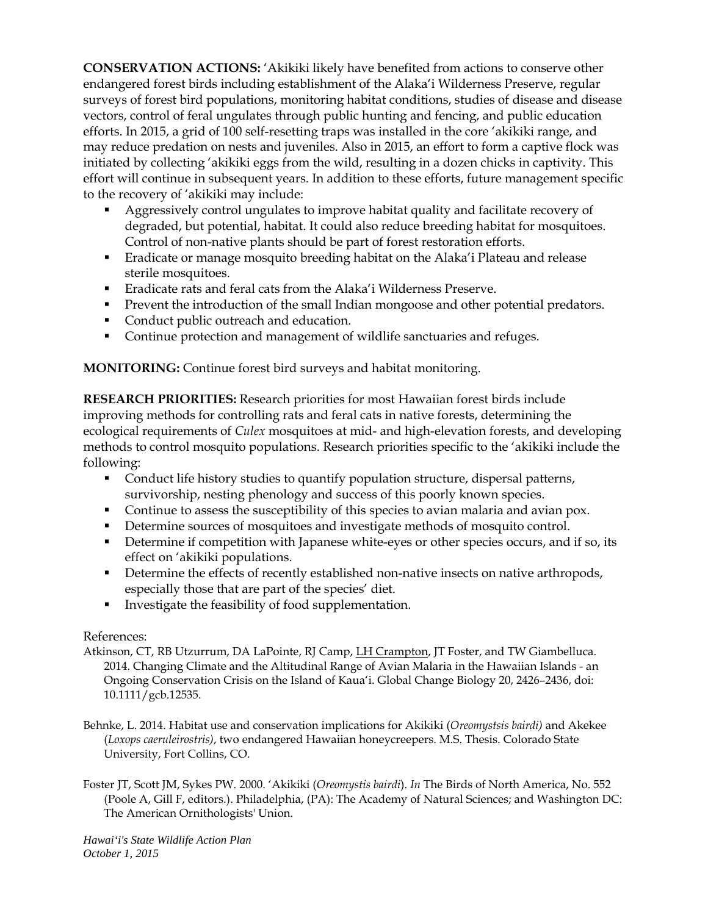**CONSERVATION ACTIONS:** ʻAkikiki likely have benefited from actions to conserve other endangered forest birds including establishment of the Alakaʻi Wilderness Preserve, regular surveys of forest bird populations, monitoring habitat conditions, studies of disease and disease vectors, control of feral ungulates through public hunting and fencing, and public education efforts. In 2015, a grid of 100 self-resetting traps was installed in the core ʻakikiki range, and may reduce predation on nests and juveniles. Also in 2015, an effort to form a captive flock was initiated by collecting ʻakikiki eggs from the wild, resulting in a dozen chicks in captivity. This effort will continue in subsequent years. In addition to these efforts, future management specific to the recovery of ʻakikiki may include:

- Aggressively control ungulates to improve habitat quality and facilitate recovery of degraded, but potential, habitat. It could also reduce breeding habitat for mosquitoes. Control of non-native plants should be part of forest restoration efforts.
- Eradicate or manage mosquito breeding habitat on the Alaka'i Plateau and release sterile mosquitoes.
- Eradicate rats and feral cats from the Alakaʻi Wilderness Preserve.
- Prevent the introduction of the small Indian mongoose and other potential predators.
- Conduct public outreach and education.
- Continue protection and management of wildlife sanctuaries and refuges.

**MONITORING:** Continue forest bird surveys and habitat monitoring.

**RESEARCH PRIORITIES:** Research priorities for most Hawaiian forest birds include improving methods for controlling rats and feral cats in native forests, determining the ecological requirements of *Culex* mosquitoes at mid- and high-elevation forests, and developing methods to control mosquito populations. Research priorities specific to the ʻakikiki include the following:

- Conduct life history studies to quantify population structure, dispersal patterns, survivorship, nesting phenology and success of this poorly known species.
- Continue to assess the susceptibility of this species to avian malaria and avian pox.
- Determine sources of mosquitoes and investigate methods of mosquito control.
- Determine if competition with Japanese white-eyes or other species occurs, and if so, its effect on ʻakikiki populations.
- Determine the effects of recently established non-native insects on native arthropods, especially those that are part of the species' diet.
- Investigate the feasibility of food supplementation.

References:

Atkinson, CT, RB Utzurrum, DA LaPointe, RJ Camp, LH Crampton, JT Foster, and TW Giambelluca. 2014. Changing Climate and the Altitudinal Range of Avian Malaria in the Hawaiian Islands - an Ongoing Conservation Crisis on the Island of Kauaʻi. Global Change Biology 20, 2426–2436, doi: 10.1111/gcb.12535.

Behnke, L. 2014. Habitat use and conservation implications for Akikiki (*Oreomystsis bairdi)* and Akekee (*Loxops caeruleirostris)*, two endangered Hawaiian honeycreepers. M.S. Thesis. Colorado State University, Fort Collins, CO.

Foster JT, Scott JM, Sykes PW. 2000. ʻAkikiki (*Oreomystis bairdi*). *In* The Birds of North America, No. 552 (Poole A, Gill F, editors.). Philadelphia, (PA): The Academy of Natural Sciences; and Washington DC: The American Ornithologists' Union.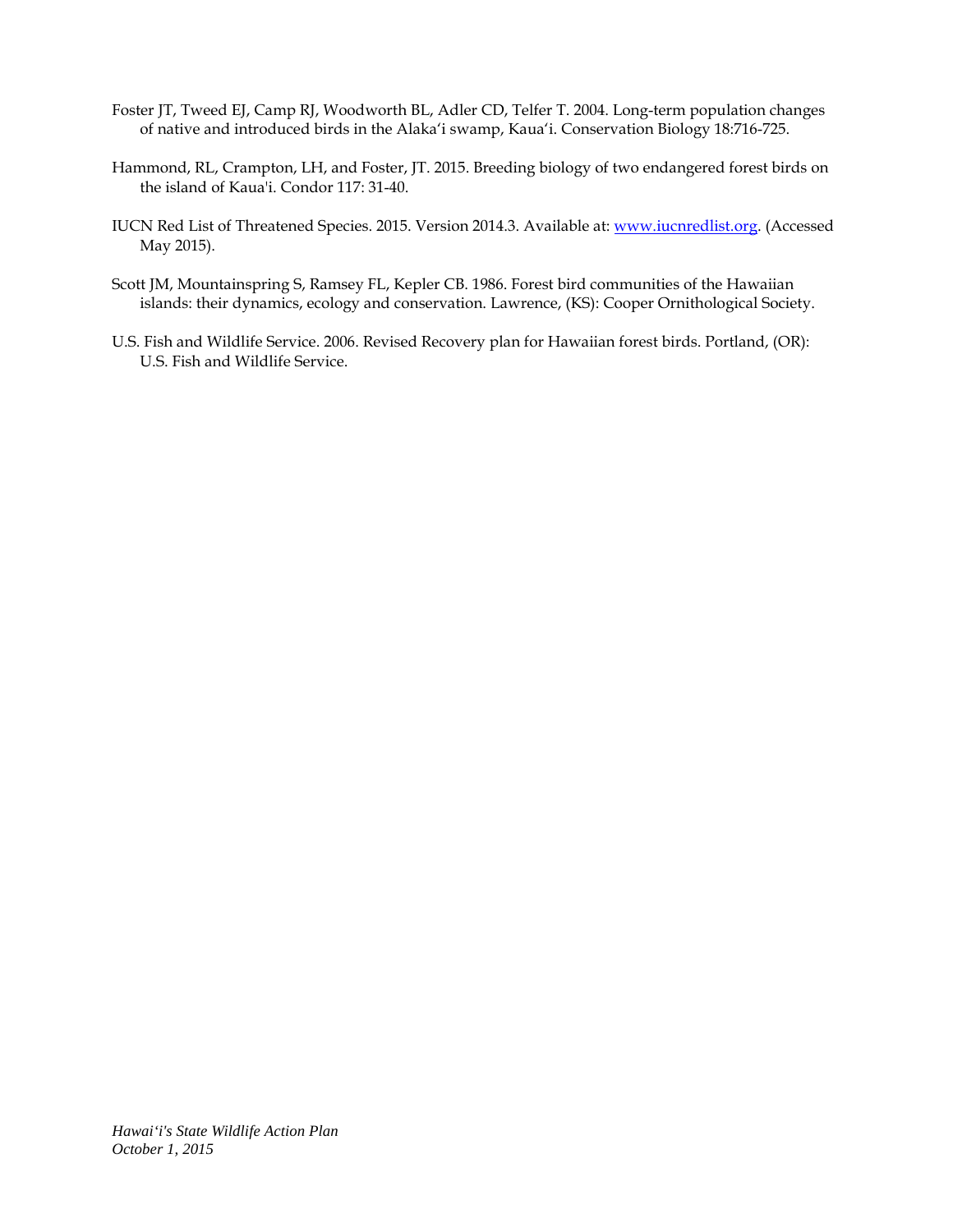Foster JT, Tweed EJ, Camp RJ, Woodworth BL, Adler CD, Telfer T. 2004. Long-term population changes of native and introduced birds in the Alaka'i swamp, Kaua'i. Conservation Biology 18:716-725.

Hammond, RL, Crampton, LH, and Foster, JT. 2015. Breeding biology of two endangered forest birds on the island of Kaua'i. Condor 117: 31-40.

IUCN Red List of Threatened Species. 2015. Version 2014.3. Available at: [www.iucnredlist.org](http://www.iucnredlist.org). (Accessed May 2015).

Scott JM, Mountainspring S, Ramsey FL, Kepler CB. 1986. Forest bird communities of the Hawaiian islands: their dynamics, ecology and conservation. Lawrence, (KS): Cooper Ornithological Society.

U.S. Fish and Wildlife Service. 2006. Revised Recovery plan for Hawaiian forest birds. Portland, (OR): U.S. Fish and Wildlife Service.